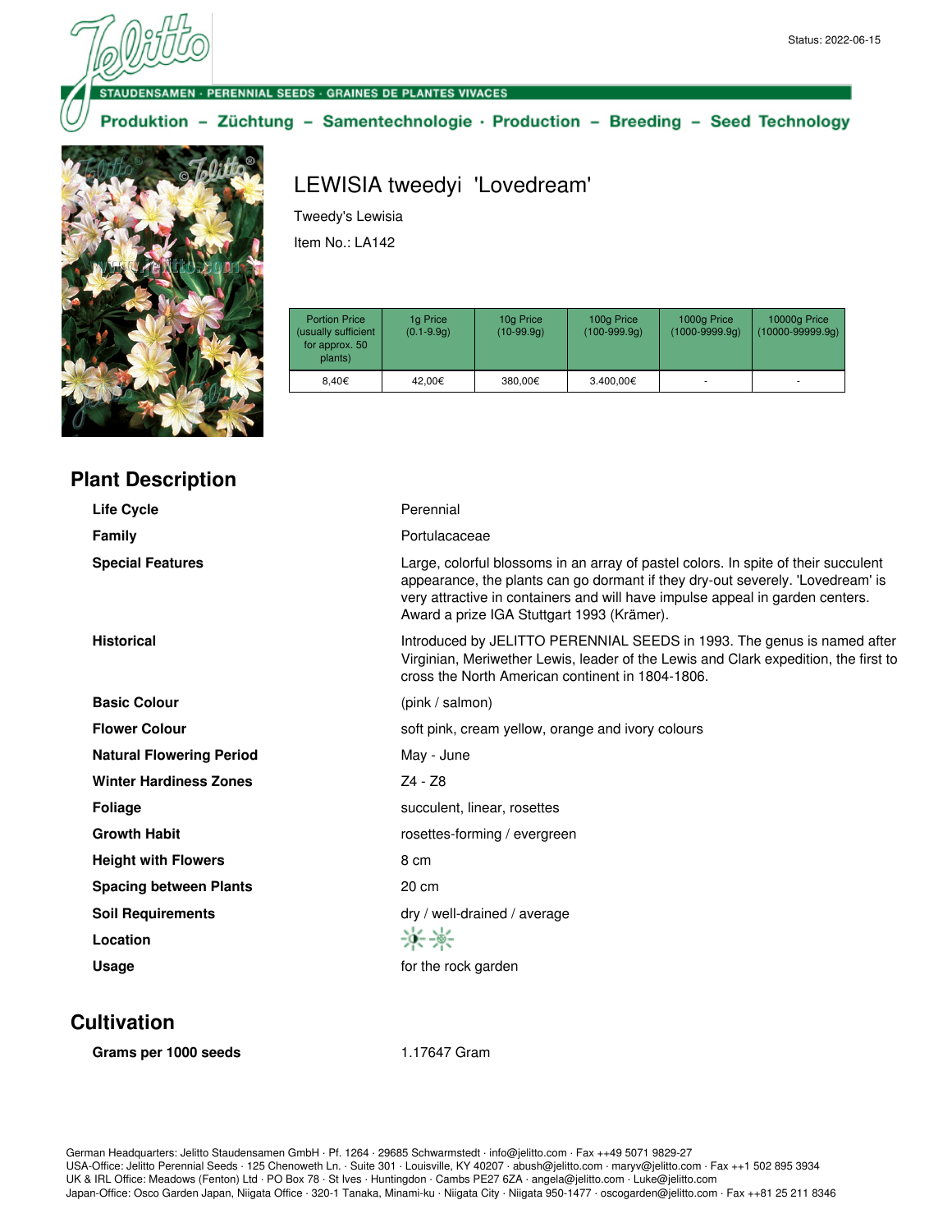Status: 2022-06-15

STAUDENSAMEN · PERENNIAL SEEDS · GRAINES DE PLANTES VIVACES

Produktion – Züchtung – Samentechnologie · Production – Breeding – Seed Technology

# LEWISIA tweedyi 'Lovedream'

Tweedy's Lewisia

Item No.: LA142

| Portion Price (usually sufficient for approx. 50 plants) | 1g Price (0.1-9.9g) | 10g Price (10-99.9g) | 100g Price (100-999.9g) | 1000g Price (1000-9999.9g) | 10000g Price (10000-99999.9g) |
|---|---|---|---|---|---|
| 8,40€ | 42,00€ | 380,00€ | 3.400,00€ | - | - |

## Plant Description

| | |
|---|---|
| **Life Cycle** | Perennial |
| **Family** | Portulacaceae |
| **Special Features** | Large, colorful blossoms in an array of pastel colors. In spite of their succulent appearance, the plants can go dormant if they dry-out severely. 'Lovedream' is very attractive in containers and will have impulse appeal in garden centers. Award a prize IGA Stuttgart 1993 (Krämer). |
| **Historical** | Introduced by JELITTO PERENNIAL SEEDS in 1993. The genus is named after Virginian, Meriwether Lewis, leader of the Lewis and Clark expedition, the first to cross the North American continent in 1804-1806. |
| **Basic Colour** | (pink / salmon) |
| **Flower Colour** | soft pink, cream yellow, orange and ivory colours |
| **Natural Flowering Period** | May - June |
| **Winter Hardiness Zones** | Z4 - Z8 |
| **Foliage** | succulent, linear, rosettes |
| **Growth Habit** | rosettes-forming / evergreen |
| **Height with Flowers** | 8 cm |
| **Spacing between Plants** | 20 cm |
| **Soil Requirements** | dry / well-drained / average |
| **Location** | |
| **Usage** | for the rock garden |

## Cultivation

| | |
|---|---|
| **Grams per 1000 seeds** | 1.17647 Gram |

German Headquarters: Jelitto Staudensamen GmbH · Pf. 1264 · 29685 Schwarmstedt · info@jelitto.com · Fax ++49 5071 9829-27
USA-Office: Jelitto Perennial Seeds · 125 Chenoweth Ln. · Suite 301 · Louisville, KY 40207 · abush@jelitto.com · maryv@jelitto.com · Fax ++1 502 895 3934
UK & IRL Office: Meadows (Fenton) Ltd · PO Box 78 · St Ives · Huntingdon · Cambs PE27 6ZA · angela@jelitto.com · Luke@jelitto.com
Japan-Office: Osco Garden Japan, Niigata Office · 320-1 Tanaka, Minami-ku · Niigata City · Niigata 950-1477 · oscogarden@jelitto.com · Fax ++81 25 211 8346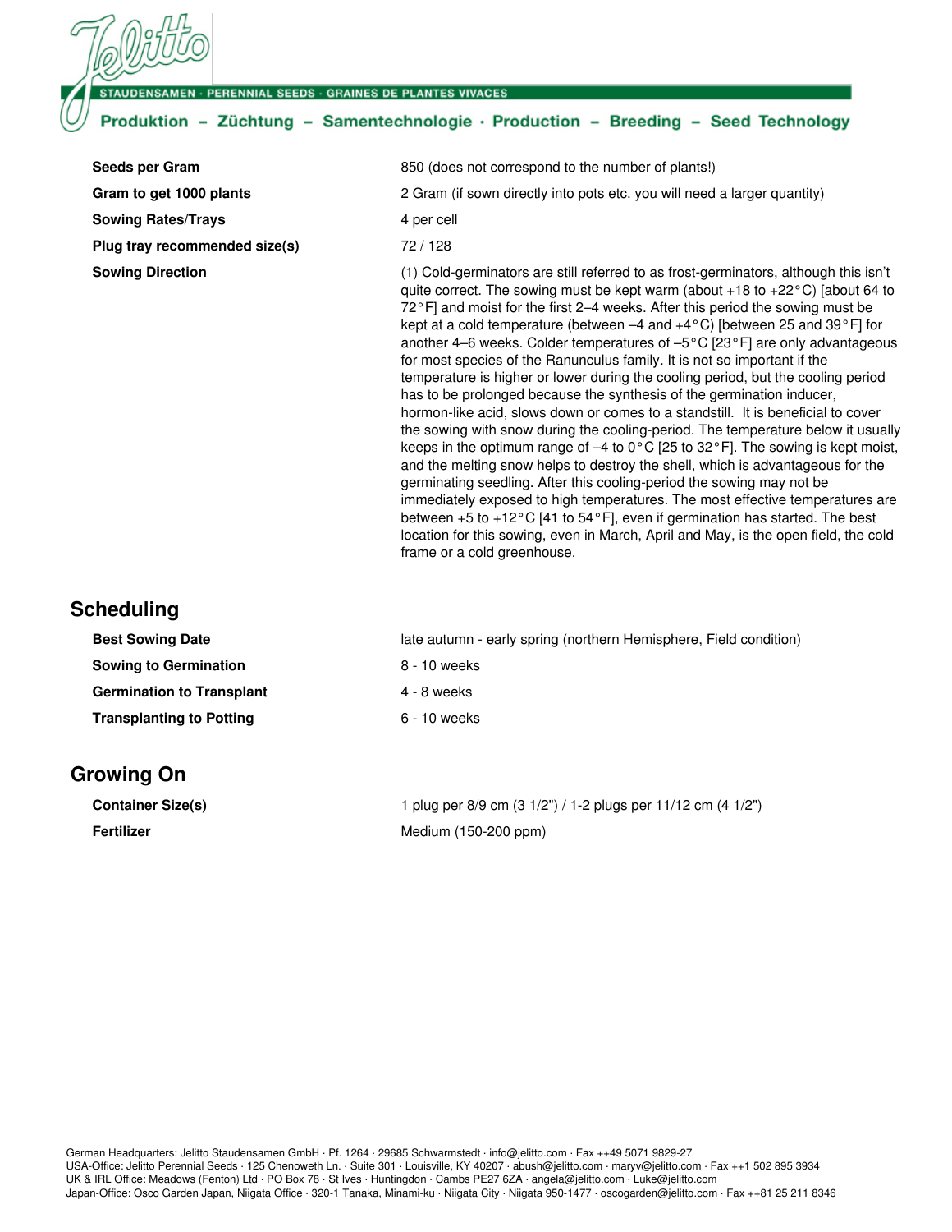| | |
|---|---|
| **Seeds per Gram** | 850 (does not correspond to the number of plants!) |
| **Gram to get 1000 plants** | 2 Gram (if sown directly into pots etc. you will need a larger quantity) |
| **Sowing Rates/Trays** | 4 per cell |
| **Plug tray recommended size(s)** | 72 / 128 |
| **Sowing Direction** | (1) Cold-germinators are still referred to as frost-germinators, although this isn't quite correct. The sowing must be kept warm (about +18 to +22°C) [about 64 to 72°F] and moist for the first 2–4 weeks. After this period the sowing must be kept at a cold temperature (between –4 and +4°C) [between 25 and 39°F] for another 4–6 weeks. Colder temperatures of –5°C [23°F] are only advantageous for most species of the Ranunculus family. It is not so important if the temperature is higher or lower during the cooling period, but the cooling period has to be prolonged because the synthesis of the germination inducer, hormon-like acid, slows down or comes to a standstill. It is beneficial to cover the sowing with snow during the cooling-period. The temperature below it usually keeps in the optimum range of –4 to 0°C [25 to 32°F]. The sowing is kept moist, and the melting snow helps to destroy the shell, which is advantageous for the germinating seedling. After this cooling-period the sowing may not be immediately exposed to high temperatures. The most effective temperatures are between +5 to +12°C [41 to 54°F], even if germination has started. The best location for this sowing, even in March, April and May, is the open field, the cold frame or a cold greenhouse. |

## Scheduling

| | |
|---|---|
| **Best Sowing Date** | late autumn - early spring (northern Hemisphere, Field condition) |
| **Sowing to Germination** | 8 - 10 weeks |
| **Germination to Transplant** | 4 - 8 weeks |
| **Transplanting to Potting** | 6 - 10 weeks |

## Growing On

| | |
|---|---|
| **Container Size(s)** | 1 plug per 8/9 cm (3 1/2") / 1-2 plugs per 11/12 cm (4 1/2") |
| **Fertilizer** | Medium (150-200 ppm) |